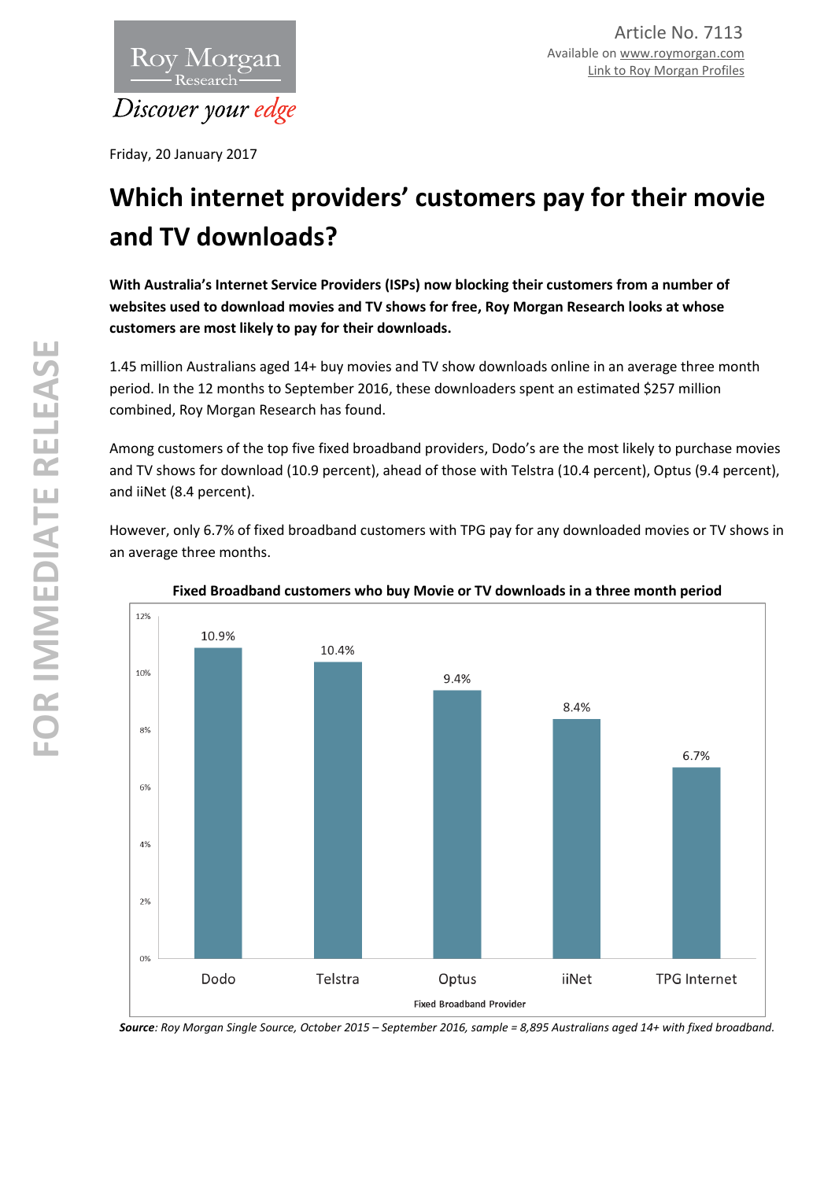Roy Morgan Research

*Discover your edge*

Article No. 7113
Available on www.roymorgan.com
Link to Roy Morgan Profiles

Friday, 20 January 2017

# Which internet providers' customers pay for their movie and TV downloads?

**With Australia's Internet Service Providers (ISPs) now blocking their customers from a number of websites used to download movies and TV shows for free, Roy Morgan Research looks at whose customers are most likely to pay for their downloads.**

1.45 million Australians aged 14+ buy movies and TV show downloads online in an average three month period. In the 12 months to September 2016, these downloaders spent an estimated $257 million combined, Roy Morgan Research has found.

Among customers of the top five fixed broadband providers, Dodo's are the most likely to purchase movies and TV shows for download (10.9 percent), ahead of those with Telstra (10.4 percent), Optus (9.4 percent), and iiNet (8.4 percent).

However, only 6.7% of fixed broadband customers with TPG pay for any downloaded movies or TV shows in an average three months.

**Fixed Broadband customers who buy Movie or TV downloads in a three month period**

| Fixed Broadband Provider | % |
|---|---|
| Dodo | 10.9% |
| Telstra | 10.4% |
| Optus | 9.4% |
| iiNet | 8.4% |
| TPG Internet | 6.7% |

***Source**: Roy Morgan Single Source, October 2015 – September 2016, sample = 8,895 Australians aged 14+ with fixed broadband.*

FOR IMMEDIATE RELEASE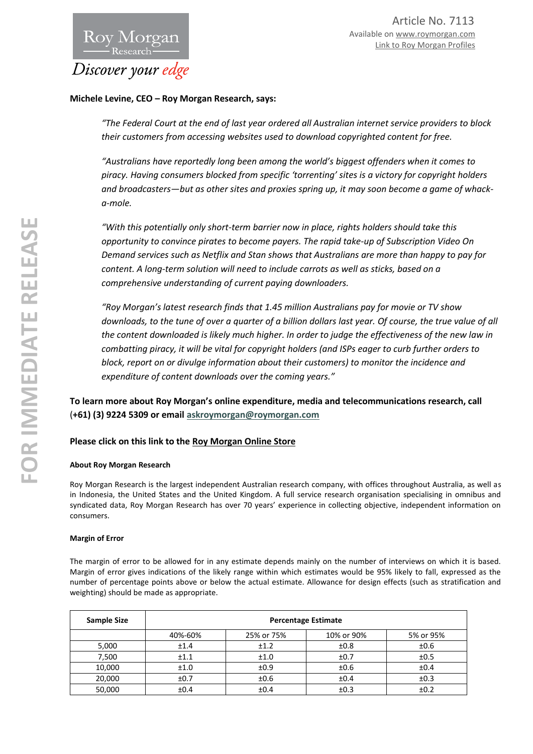Article No. 7113
Available on www.roymorgan.com
Link to Roy Morgan Profiles

**Michele Levine, CEO – Roy Morgan Research, says:**

*"The Federal Court at the end of last year ordered all Australian internet service providers to block their customers from accessing websites used to download copyrighted content for free.*

*"Australians have reportedly long been among the world's biggest offenders when it comes to piracy. Having consumers blocked from specific 'torrenting' sites is a victory for copyright holders and broadcasters—but as other sites and proxies spring up, it may soon become a game of whack-a-mole.*

*"With this potentially only short-term barrier now in place, rights holders should take this opportunity to convince pirates to become payers. The rapid take-up of Subscription Video On Demand services such as Netflix and Stan shows that Australians are more than happy to pay for content. A long-term solution will need to include carrots as well as sticks, based on a comprehensive understanding of current paying downloaders.*

*"Roy Morgan's latest research finds that 1.45 million Australians pay for movie or TV show downloads, to the tune of over a quarter of a billion dollars last year. Of course, the true value of all the content downloaded is likely much higher. In order to judge the effectiveness of the new law in combatting piracy, it will be vital for copyright holders (and ISPs eager to curb further orders to block, report on or divulge information about their customers) to monitor the incidence and expenditure of content downloads over the coming years."*

**To learn more about Roy Morgan's online expenditure, media and telecommunications research, call (+61) (3) 9224 5309 or email askroymorgan@roymorgan.com**

**Please click on this link to the Roy Morgan Online Store**

#### About Roy Morgan Research

Roy Morgan Research is the largest independent Australian research company, with offices throughout Australia, as well as in Indonesia, the United States and the United Kingdom. A full service research organisation specialising in omnibus and syndicated data, Roy Morgan Research has over 70 years' experience in collecting objective, independent information on consumers.

#### Margin of Error

The margin of error to be allowed for in any estimate depends mainly on the number of interviews on which it is based. Margin of error gives indications of the likely range within which estimates would be 95% likely to fall, expressed as the number of percentage points above or below the actual estimate. Allowance for design effects (such as stratification and weighting) should be made as appropriate.

| Sample Size | Percentage Estimate | | | |
|---|---|---|---|---|
| | 40%-60% | 25% or 75% | 10% or 90% | 5% or 95% |
| 5,000 | ±1.4 | ±1.2 | ±0.8 | ±0.6 |
| 7,500 | ±1.1 | ±1.0 | ±0.7 | ±0.5 |
| 10,000 | ±1.0 | ±0.9 | ±0.6 | ±0.4 |
| 20,000 | ±0.7 | ±0.6 | ±0.4 | ±0.3 |
| 50,000 | ±0.4 | ±0.4 | ±0.3 | ±0.2 |